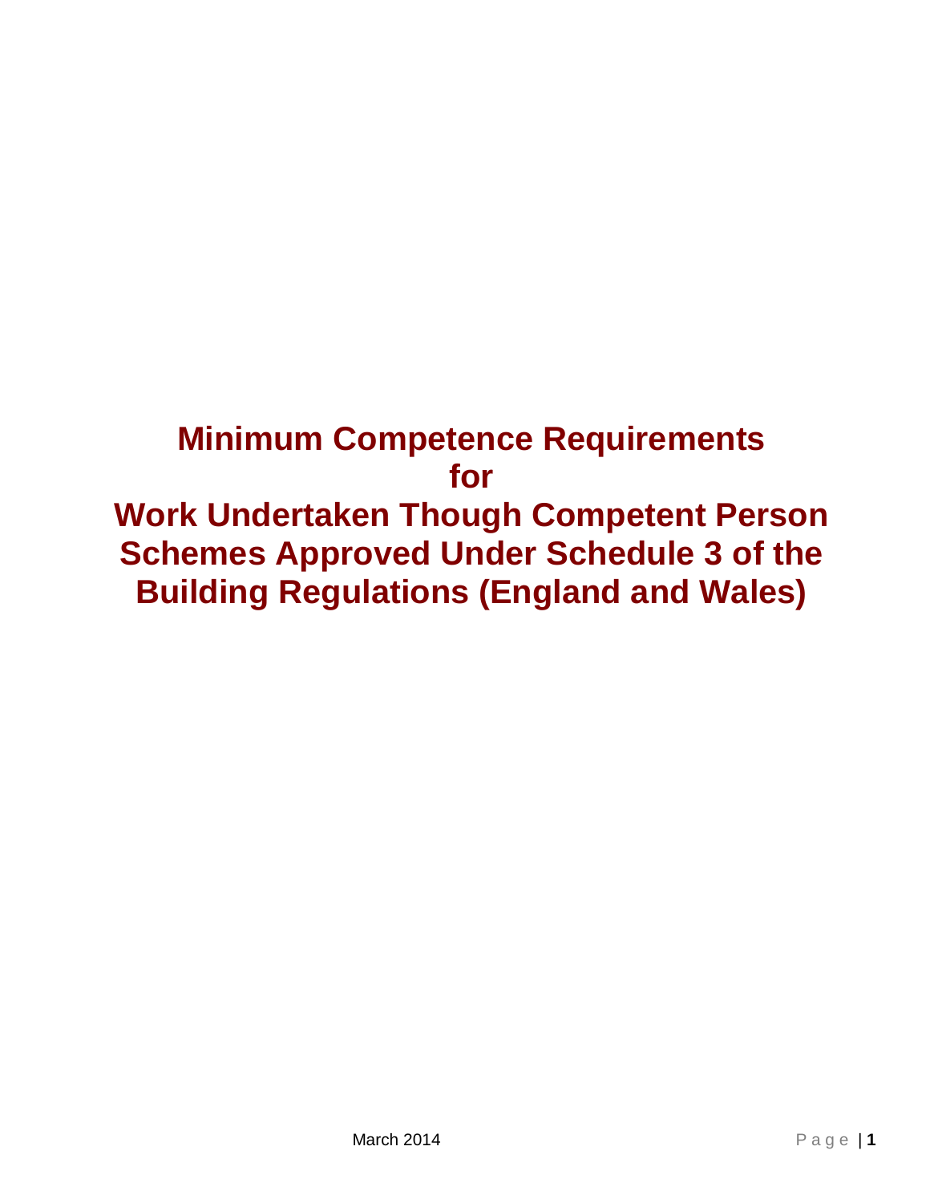# Minimum Competence Requirements for Work Undertaken Though Competent Person Schemes Approved Under Schedule 3 of the Building Regulations (England and Wales)

March 2014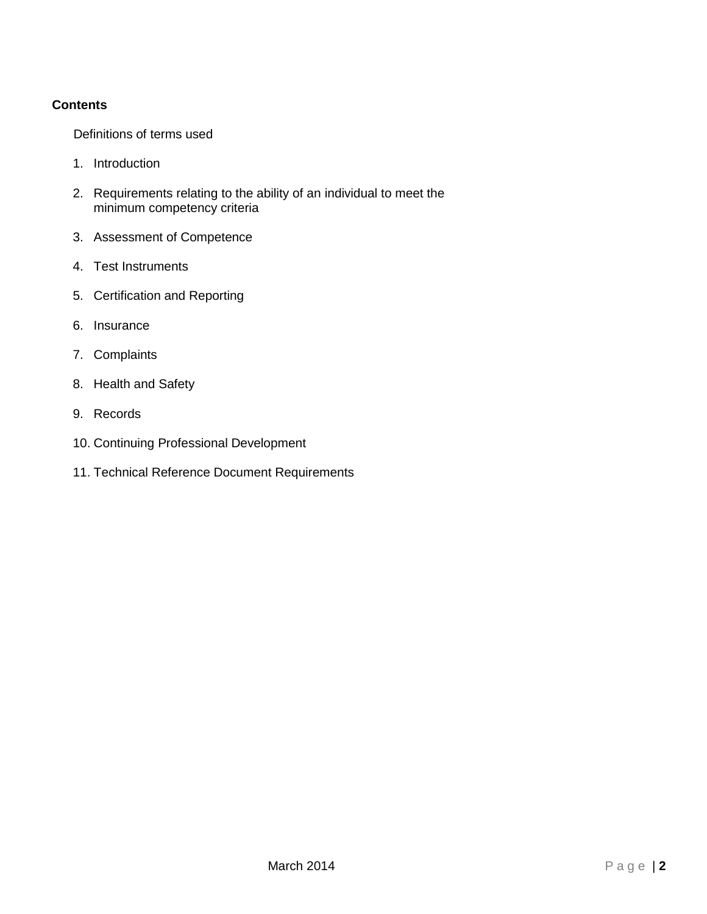**Contents**

Definitions of terms used

1. Introduction
2. Requirements relating to the ability of an individual to meet the minimum competency criteria
3. Assessment of Competence
4. Test Instruments
5. Certification and Reporting
6. Insurance
7. Complaints
8. Health and Safety
9. Records
10. Continuing Professional Development
11. Technical Reference Document Requirements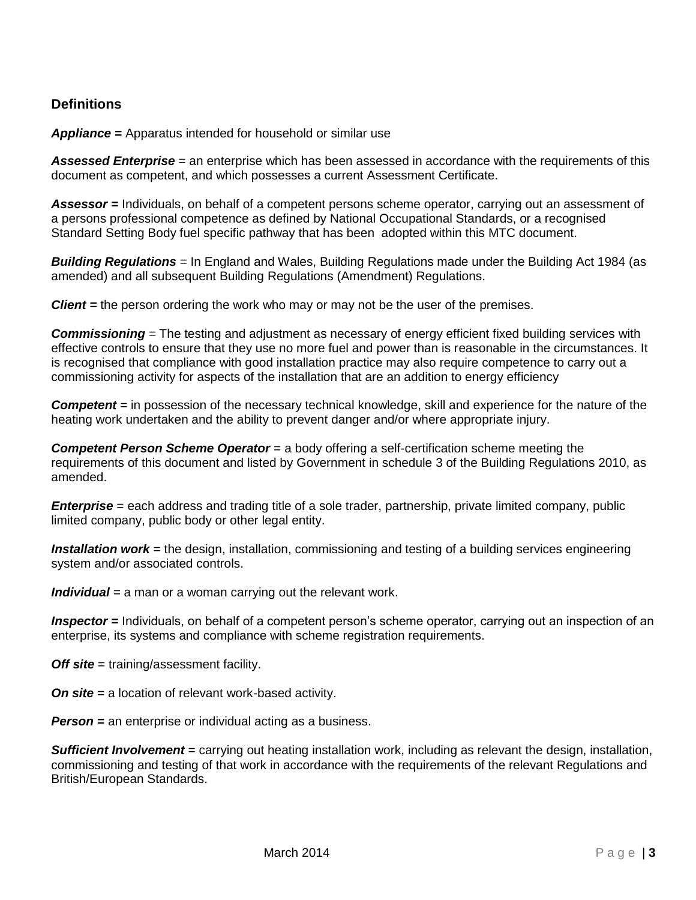## Definitions

***Appliance =*** Apparatus intended for household or similar use

***Assessed Enterprise*** = an enterprise which has been assessed in accordance with the requirements of this document as competent, and which possesses a current Assessment Certificate.

***Assessor =*** Individuals, on behalf of a competent persons scheme operator, carrying out an assessment of a persons professional competence as defined by National Occupational Standards, or a recognised Standard Setting Body fuel specific pathway that has been adopted within this MTC document.

***Building Regulations*** = In England and Wales, Building Regulations made under the Building Act 1984 (as amended) and all subsequent Building Regulations (Amendment) Regulations.

***Client =*** the person ordering the work who may or may not be the user of the premises.

***Commissioning*** = The testing and adjustment as necessary of energy efficient fixed building services with effective controls to ensure that they use no more fuel and power than is reasonable in the circumstances. It is recognised that compliance with good installation practice may also require competence to carry out a commissioning activity for aspects of the installation that are an addition to energy efficiency

***Competent*** = in possession of the necessary technical knowledge, skill and experience for the nature of the heating work undertaken and the ability to prevent danger and/or where appropriate injury.

***Competent Person Scheme Operator*** = a body offering a self-certification scheme meeting the requirements of this document and listed by Government in schedule 3 of the Building Regulations 2010, as amended.

***Enterprise*** = each address and trading title of a sole trader, partnership, private limited company, public limited company, public body or other legal entity.

***Installation work*** = the design, installation, commissioning and testing of a building services engineering system and/or associated controls.

***Individual*** = a man or a woman carrying out the relevant work.

***Inspector =*** Individuals, on behalf of a competent person's scheme operator, carrying out an inspection of an enterprise, its systems and compliance with scheme registration requirements.

***Off site*** = training/assessment facility.

***On site*** = a location of relevant work-based activity.

***Person =*** an enterprise or individual acting as a business.

***Sufficient Involvement*** = carrying out heating installation work, including as relevant the design, installation, commissioning and testing of that work in accordance with the requirements of the relevant Regulations and British/European Standards.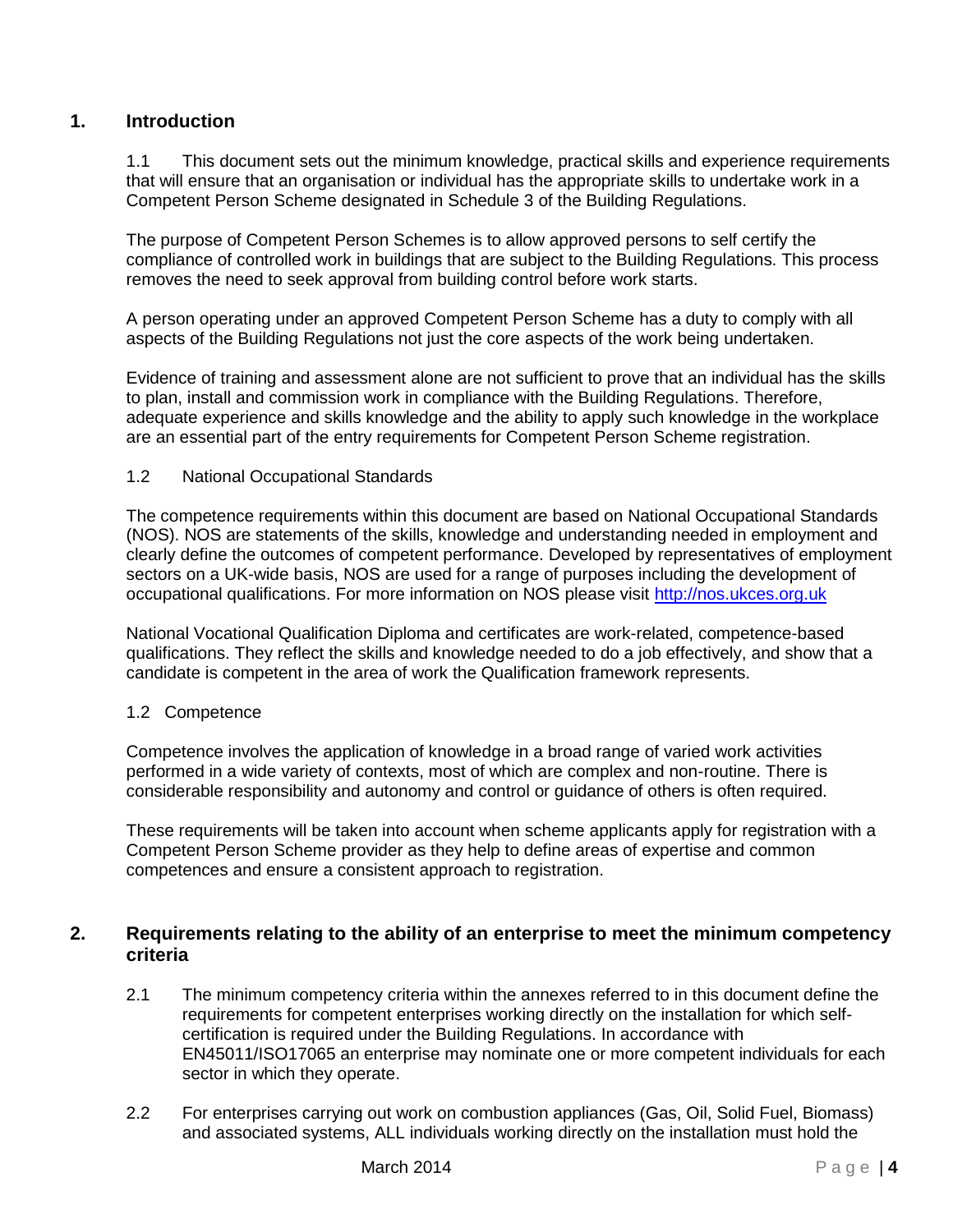## 1. Introduction

1.1 This document sets out the minimum knowledge, practical skills and experience requirements that will ensure that an organisation or individual has the appropriate skills to undertake work in a Competent Person Scheme designated in Schedule 3 of the Building Regulations.

The purpose of Competent Person Schemes is to allow approved persons to self certify the compliance of controlled work in buildings that are subject to the Building Regulations. This process removes the need to seek approval from building control before work starts.

A person operating under an approved Competent Person Scheme has a duty to comply with all aspects of the Building Regulations not just the core aspects of the work being undertaken.

Evidence of training and assessment alone are not sufficient to prove that an individual has the skills to plan, install and commission work in compliance with the Building Regulations. Therefore, adequate experience and skills knowledge and the ability to apply such knowledge in the workplace are an essential part of the entry requirements for Competent Person Scheme registration.

1.2 National Occupational Standards

The competence requirements within this document are based on National Occupational Standards (NOS). NOS are statements of the skills, knowledge and understanding needed in employment and clearly define the outcomes of competent performance. Developed by representatives of employment sectors on a UK-wide basis, NOS are used for a range of purposes including the development of occupational qualifications. For more information on NOS please visit [http://nos.ukces.org.uk](http://nos.ukces.org.uk)

National Vocational Qualification Diploma and certificates are work-related, competence-based qualifications. They reflect the skills and knowledge needed to do a job effectively, and show that a candidate is competent in the area of work the Qualification framework represents.

1.2 Competence

Competence involves the application of knowledge in a broad range of varied work activities performed in a wide variety of contexts, most of which are complex and non-routine. There is considerable responsibility and autonomy and control or guidance of others is often required.

These requirements will be taken into account when scheme applicants apply for registration with a Competent Person Scheme provider as they help to define areas of expertise and common competences and ensure a consistent approach to registration.

## 2. Requirements relating to the ability of an enterprise to meet the minimum competency criteria

2.1 The minimum competency criteria within the annexes referred to in this document define the requirements for competent enterprises working directly on the installation for which self-certification is required under the Building Regulations. In accordance with EN45011/ISO17065 an enterprise may nominate one or more competent individuals for each sector in which they operate.

2.2 For enterprises carrying out work on combustion appliances (Gas, Oil, Solid Fuel, Biomass) and associated systems, ALL individuals working directly on the installation must hold the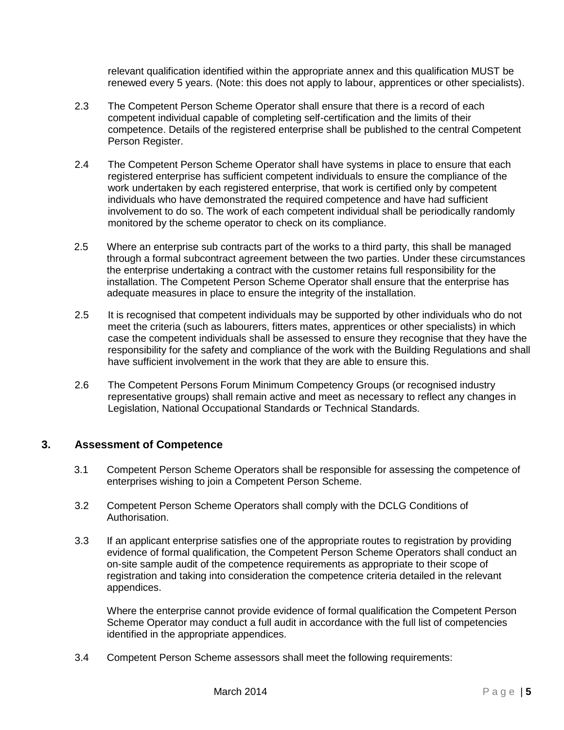relevant qualification identified within the appropriate annex and this qualification MUST be renewed every 5 years. (Note: this does not apply to labour, apprentices or other specialists).

2.3 The Competent Person Scheme Operator shall ensure that there is a record of each competent individual capable of completing self-certification and the limits of their competence. Details of the registered enterprise shall be published to the central Competent Person Register.

2.4 The Competent Person Scheme Operator shall have systems in place to ensure that each registered enterprise has sufficient competent individuals to ensure the compliance of the work undertaken by each registered enterprise, that work is certified only by competent individuals who have demonstrated the required competence and have had sufficient involvement to do so. The work of each competent individual shall be periodically randomly monitored by the scheme operator to check on its compliance.

2.5 Where an enterprise sub contracts part of the works to a third party, this shall be managed through a formal subcontract agreement between the two parties. Under these circumstances the enterprise undertaking a contract with the customer retains full responsibility for the installation. The Competent Person Scheme Operator shall ensure that the enterprise has adequate measures in place to ensure the integrity of the installation.

2.5 It is recognised that competent individuals may be supported by other individuals who do not meet the criteria (such as labourers, fitters mates, apprentices or other specialists) in which case the competent individuals shall be assessed to ensure they recognise that they have the responsibility for the safety and compliance of the work with the Building Regulations and shall have sufficient involvement in the work that they are able to ensure this.

2.6 The Competent Persons Forum Minimum Competency Groups (or recognised industry representative groups) shall remain active and meet as necessary to reflect any changes in Legislation, National Occupational Standards or Technical Standards.

## 3. Assessment of Competence

3.1 Competent Person Scheme Operators shall be responsible for assessing the competence of enterprises wishing to join a Competent Person Scheme.

3.2 Competent Person Scheme Operators shall comply with the DCLG Conditions of Authorisation.

3.3 If an applicant enterprise satisfies one of the appropriate routes to registration by providing evidence of formal qualification, the Competent Person Scheme Operators shall conduct an on-site sample audit of the competence requirements as appropriate to their scope of registration and taking into consideration the competence criteria detailed in the relevant appendices.

Where the enterprise cannot provide evidence of formal qualification the Competent Person Scheme Operator may conduct a full audit in accordance with the full list of competencies identified in the appropriate appendices.

3.4 Competent Person Scheme assessors shall meet the following requirements: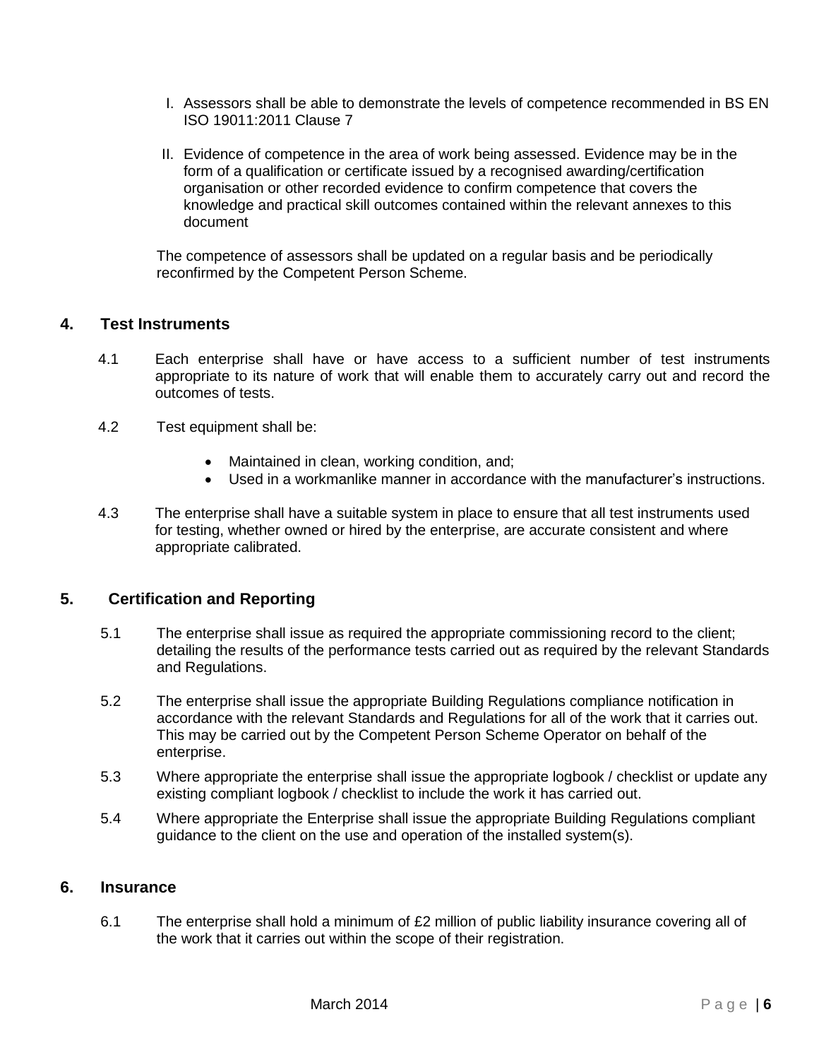I. Assessors shall be able to demonstrate the levels of competence recommended in BS EN ISO 19011:2011 Clause 7

II. Evidence of competence in the area of work being assessed. Evidence may be in the form of a qualification or certificate issued by a recognised awarding/certification organisation or other recorded evidence to confirm competence that covers the knowledge and practical skill outcomes contained within the relevant annexes to this document

The competence of assessors shall be updated on a regular basis and be periodically reconfirmed by the Competent Person Scheme.

## 4. Test Instruments

4.1 Each enterprise shall have or have access to a sufficient number of test instruments appropriate to its nature of work that will enable them to accurately carry out and record the outcomes of tests.

4.2 Test equipment shall be:

- Maintained in clean, working condition, and;
- Used in a workmanlike manner in accordance with the manufacturer's instructions.

4.3 The enterprise shall have a suitable system in place to ensure that all test instruments used for testing, whether owned or hired by the enterprise, are accurate consistent and where appropriate calibrated.

## 5. Certification and Reporting

5.1 The enterprise shall issue as required the appropriate commissioning record to the client; detailing the results of the performance tests carried out as required by the relevant Standards and Regulations.

5.2 The enterprise shall issue the appropriate Building Regulations compliance notification in accordance with the relevant Standards and Regulations for all of the work that it carries out. This may be carried out by the Competent Person Scheme Operator on behalf of the enterprise.

5.3 Where appropriate the enterprise shall issue the appropriate logbook / checklist or update any existing compliant logbook / checklist to include the work it has carried out.

5.4 Where appropriate the Enterprise shall issue the appropriate Building Regulations compliant guidance to the client on the use and operation of the installed system(s).

## 6. Insurance

6.1 The enterprise shall hold a minimum of £2 million of public liability insurance covering all of the work that it carries out within the scope of their registration.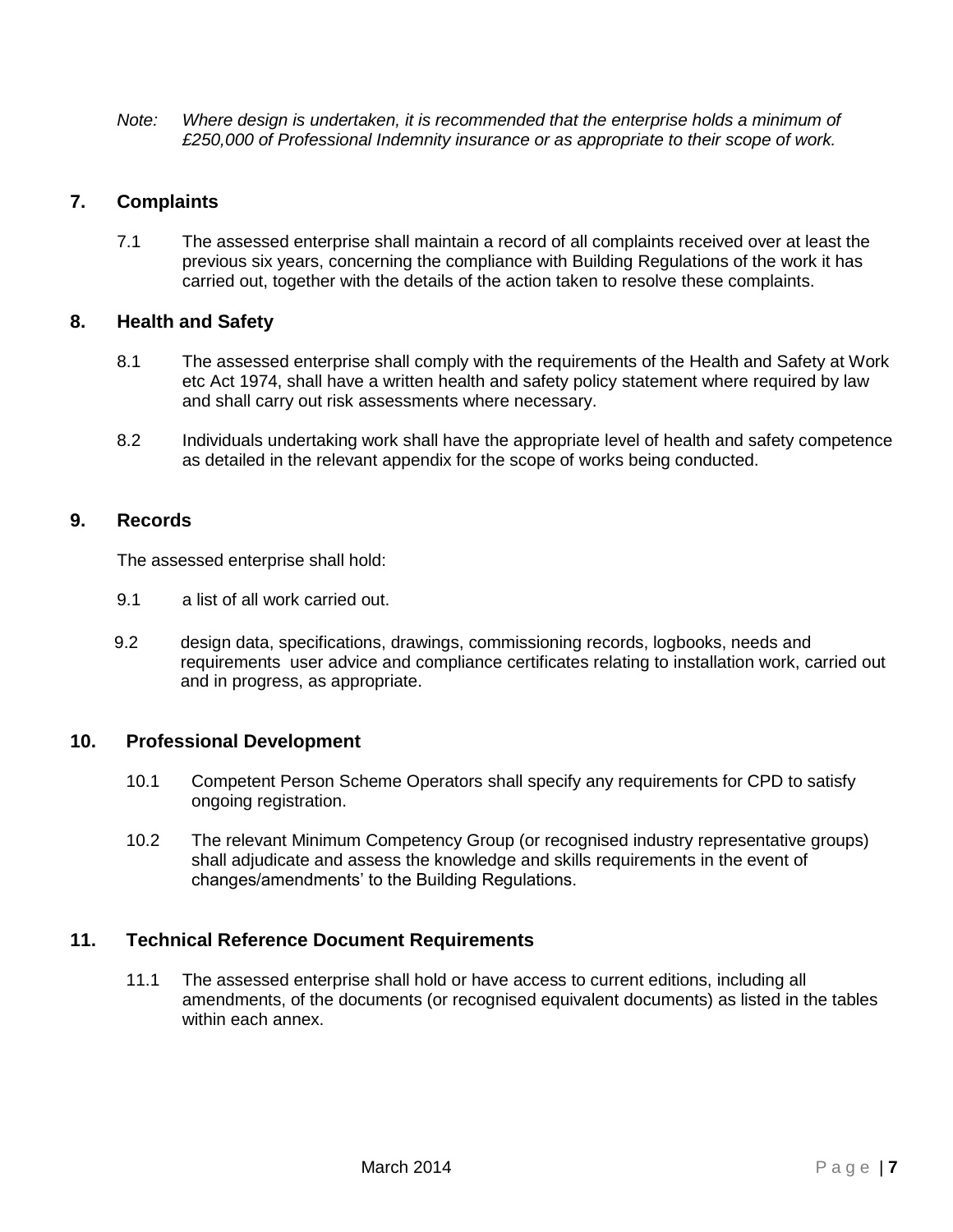*Note: Where design is undertaken, it is recommended that the enterprise holds a minimum of £250,000 of Professional Indemnity insurance or as appropriate to their scope of work.*

## 7. Complaints

7.1 The assessed enterprise shall maintain a record of all complaints received over at least the previous six years, concerning the compliance with Building Regulations of the work it has carried out, together with the details of the action taken to resolve these complaints.

## 8. Health and Safety

8.1 The assessed enterprise shall comply with the requirements of the Health and Safety at Work etc Act 1974, shall have a written health and safety policy statement where required by law and shall carry out risk assessments where necessary.

8.2 Individuals undertaking work shall have the appropriate level of health and safety competence as detailed in the relevant appendix for the scope of works being conducted.

## 9. Records

The assessed enterprise shall hold:

9.1 a list of all work carried out.

9.2 design data, specifications, drawings, commissioning records, logbooks, needs and requirements user advice and compliance certificates relating to installation work, carried out and in progress, as appropriate.

## 10. Professional Development

10.1 Competent Person Scheme Operators shall specify any requirements for CPD to satisfy ongoing registration.

10.2 The relevant Minimum Competency Group (or recognised industry representative groups) shall adjudicate and assess the knowledge and skills requirements in the event of changes/amendments' to the Building Regulations.

## 11. Technical Reference Document Requirements

11.1 The assessed enterprise shall hold or have access to current editions, including all amendments, of the documents (or recognised equivalent documents) as listed in the tables within each annex.